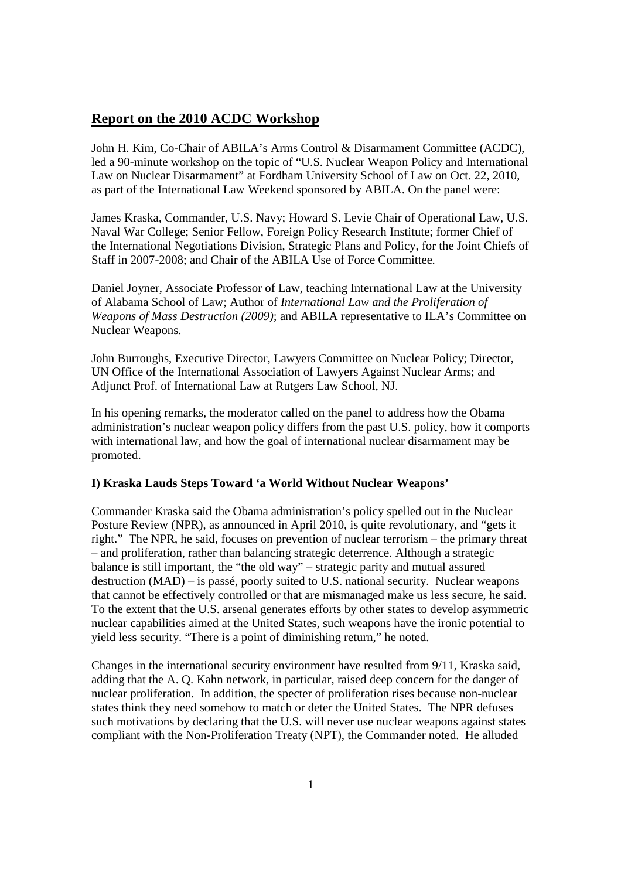## Report on the 2010 ACDC Workshop

John H. Kim, Co-Chair of ABILA's Arms Control & Disarmament Committee (ACDC), led a 90-minute workshop on the topic of "U.S. Nuclear Weapon Policy and International Law on Nuclear Disarmament" at Fordham University School of Law on Oct. 22, 2010, as part of the International Law Weekend sponsored by ABILA. On the panel were:

James Kraska, Commander, U.S. Navy; Howard S. Levie Chair of Operational Law, U.S. Naval War College; Senior Fellow, Foreign Policy Research Institute; former Chief of the International Negotiations Division, Strategic Plans and Policy, for the Joint Chiefs of Staff in 2007-2008; and Chair of the ABILA Use of Force Committee.

Daniel Joyner, Associate Professor of Law, teaching International Law at the University of Alabama School of Law; Author of *International Law and the Proliferation of Weapons of Mass Destruction (2009)*; and ABILA representative to ILA's Committee on Nuclear Weapons.

John Burroughs, Executive Director, Lawyers Committee on Nuclear Policy; Director, UN Office of the International Association of Lawyers Against Nuclear Arms; and Adjunct Prof. of International Law at Rutgers Law School, NJ.

In his opening remarks, the moderator called on the panel to address how the Obama administration's nuclear weapon policy differs from the past U.S. policy, how it comports with international law, and how the goal of international nuclear disarmament may be promoted.

### I) Kraska Lauds Steps Toward 'a World Without Nuclear Weapons'

Commander Kraska said the Obama administration's policy spelled out in the Nuclear Posture Review (NPR), as announced in April 2010, is quite revolutionary, and "gets it right." The NPR, he said, focuses on prevention of nuclear terrorism – the primary threat – and proliferation, rather than balancing strategic deterrence. Although a strategic balance is still important, the "the old way" – strategic parity and mutual assured destruction (MAD) – is passé, poorly suited to U.S. national security. Nuclear weapons that cannot be effectively controlled or that are mismanaged make us less secure, he said. To the extent that the U.S. arsenal generates efforts by other states to develop asymmetric nuclear capabilities aimed at the United States, such weapons have the ironic potential to yield less security. "There is a point of diminishing return," he noted.

Changes in the international security environment have resulted from 9/11, Kraska said, adding that the A. Q. Kahn network, in particular, raised deep concern for the danger of nuclear proliferation. In addition, the specter of proliferation rises because non-nuclear states think they need somehow to match or deter the United States. The NPR defuses such motivations by declaring that the U.S. will never use nuclear weapons against states compliant with the Non-Proliferation Treaty (NPT), the Commander noted. He alluded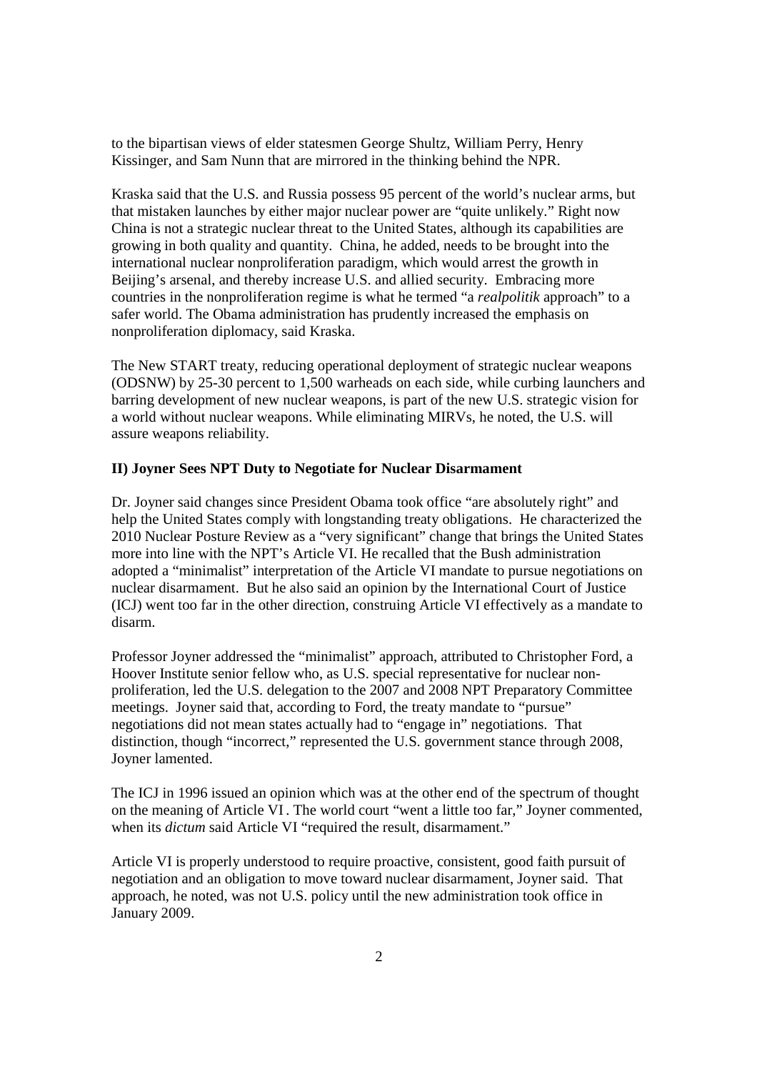to the bipartisan views of elder statesmen George Shultz, William Perry, Henry Kissinger, and Sam Nunn that are mirrored in the thinking behind the NPR.

Kraska said that the U.S. and Russia possess 95 percent of the world's nuclear arms, but that mistaken launches by either major nuclear power are "quite unlikely." Right now China is not a strategic nuclear threat to the United States, although its capabilities are growing in both quality and quantity. China, he added, needs to be brought into the international nuclear nonproliferation paradigm, which would arrest the growth in Beijing's arsenal, and thereby increase U.S. and allied security. Embracing more countries in the nonproliferation regime is what he termed "a *realpolitik* approach" to a safer world. The Obama administration has prudently increased the emphasis on nonproliferation diplomacy, said Kraska.

The New START treaty, reducing operational deployment of strategic nuclear weapons (ODSNW) by 25-30 percent to 1,500 warheads on each side, while curbing launchers and barring development of new nuclear weapons, is part of the new U.S. strategic vision for a world without nuclear weapons. While eliminating MIRVs, he noted, the U.S. will assure weapons reliability.

### II) Joyner Sees NPT Duty to Negotiate for Nuclear Disarmament

Dr. Joyner said changes since President Obama took office "are absolutely right" and help the United States comply with longstanding treaty obligations. He characterized the 2010 Nuclear Posture Review as a "very significant" change that brings the United States more into line with the NPT's Article VI. He recalled that the Bush administration adopted a "minimalist" interpretation of the Article VI mandate to pursue negotiations on nuclear disarmament. But he also said an opinion by the International Court of Justice (ICJ) went too far in the other direction, construing Article VI effectively as a mandate to disarm.

Professor Joyner addressed the "minimalist" approach, attributed to Christopher Ford, a Hoover Institute senior fellow who, as U.S. special representative for nuclear non-proliferation, led the U.S. delegation to the 2007 and 2008 NPT Preparatory Committee meetings. Joyner said that, according to Ford, the treaty mandate to "pursue" negotiations did not mean states actually had to "engage in" negotiations. That distinction, though "incorrect," represented the U.S. government stance through 2008, Joyner lamented.

The ICJ in 1996 issued an opinion which was at the other end of the spectrum of thought on the meaning of Article VI. The world court "went a little too far," Joyner commented, when its *dictum* said Article VI "required the result, disarmament."

Article VI is properly understood to require proactive, consistent, good faith pursuit of negotiation and an obligation to move toward nuclear disarmament, Joyner said. That approach, he noted, was not U.S. policy until the new administration took office in January 2009.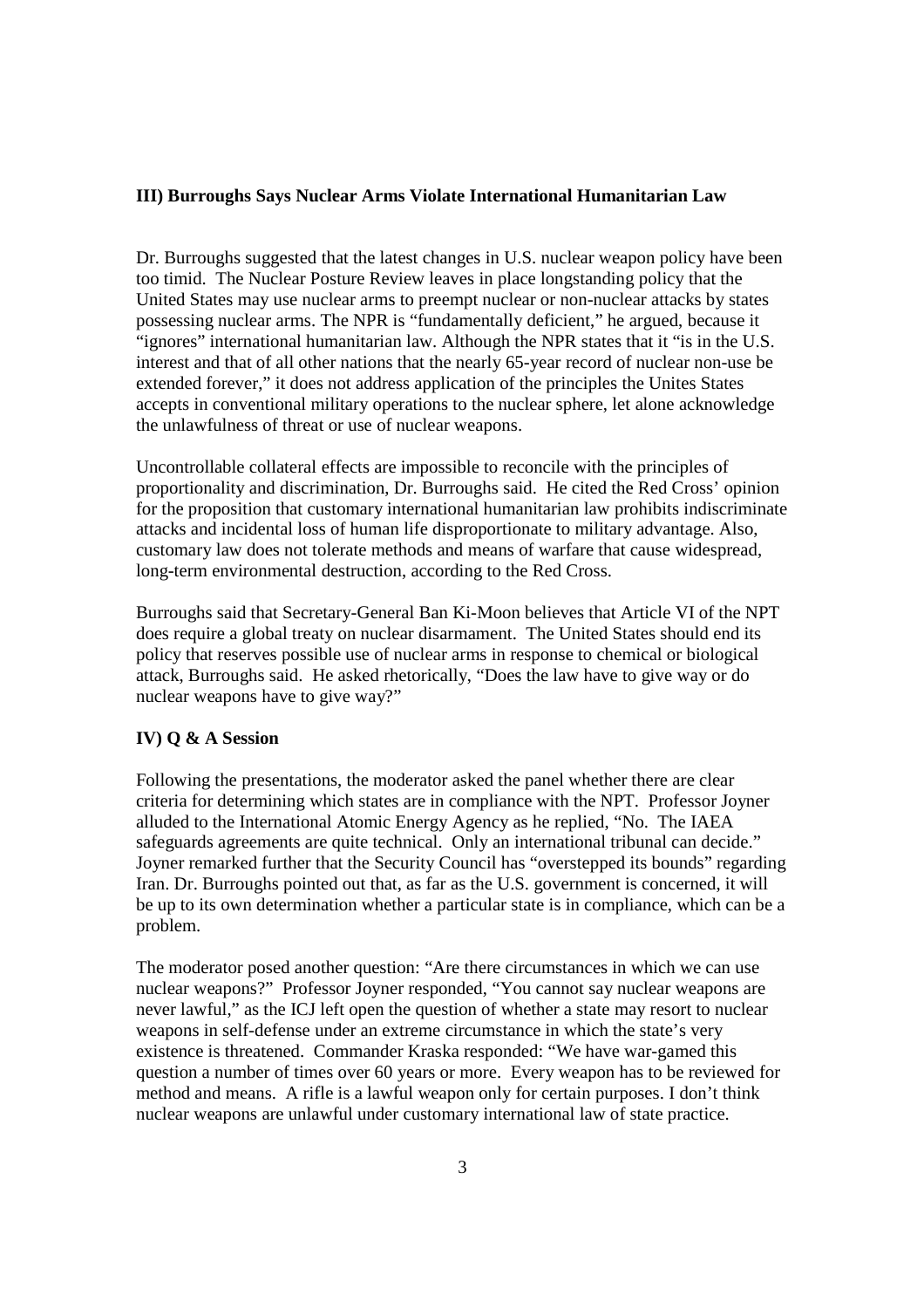### III) Burroughs Says Nuclear Arms Violate International Humanitarian Law

Dr. Burroughs suggested that the latest changes in U.S. nuclear weapon policy have been too timid. The Nuclear Posture Review leaves in place longstanding policy that the United States may use nuclear arms to preempt nuclear or non-nuclear attacks by states possessing nuclear arms. The NPR is "fundamentally deficient," he argued, because it "ignores" international humanitarian law. Although the NPR states that it "is in the U.S. interest and that of all other nations that the nearly 65-year record of nuclear non-use be extended forever," it does not address application of the principles the Unites States accepts in conventional military operations to the nuclear sphere, let alone acknowledge the unlawfulness of threat or use of nuclear weapons.

Uncontrollable collateral effects are impossible to reconcile with the principles of proportionality and discrimination, Dr. Burroughs said. He cited the Red Cross' opinion for the proposition that customary international humanitarian law prohibits indiscriminate attacks and incidental loss of human life disproportionate to military advantage. Also, customary law does not tolerate methods and means of warfare that cause widespread, long-term environmental destruction, according to the Red Cross.

Burroughs said that Secretary-General Ban Ki-Moon believes that Article VI of the NPT does require a global treaty on nuclear disarmament. The United States should end its policy that reserves possible use of nuclear arms in response to chemical or biological attack, Burroughs said. He asked rhetorically, "Does the law have to give way or do nuclear weapons have to give way?"

### IV) Q & A Session

Following the presentations, the moderator asked the panel whether there are clear criteria for determining which states are in compliance with the NPT. Professor Joyner alluded to the International Atomic Energy Agency as he replied, "No. The IAEA safeguards agreements are quite technical. Only an international tribunal can decide." Joyner remarked further that the Security Council has "overstepped its bounds" regarding Iran. Dr. Burroughs pointed out that, as far as the U.S. government is concerned, it will be up to its own determination whether a particular state is in compliance, which can be a problem.

The moderator posed another question: "Are there circumstances in which we can use nuclear weapons?" Professor Joyner responded, "You cannot say nuclear weapons are never lawful," as the ICJ left open the question of whether a state may resort to nuclear weapons in self-defense under an extreme circumstance in which the state's very existence is threatened. Commander Kraska responded: "We have war-gamed this question a number of times over 60 years or more. Every weapon has to be reviewed for method and means. A rifle is a lawful weapon only for certain purposes. I don't think nuclear weapons are unlawful under customary international law of state practice.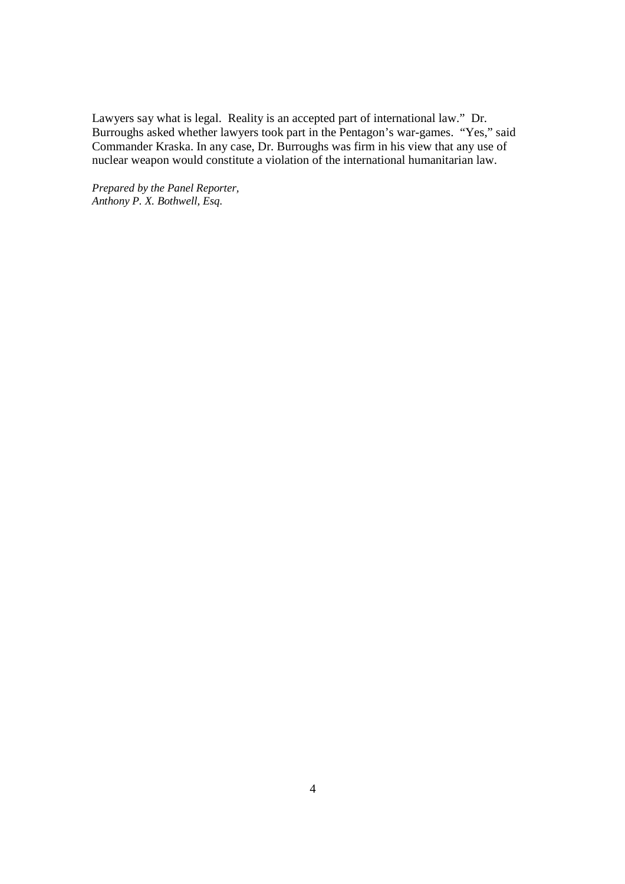Lawyers say what is legal. Reality is an accepted part of international law." Dr. Burroughs asked whether lawyers took part in the Pentagon's war-games. "Yes," said Commander Kraska. In any case, Dr. Burroughs was firm in his view that any use of nuclear weapon would constitute a violation of the international humanitarian law.

*Prepared by the Panel Reporter,*
*Anthony P. X. Bothwell, Esq.*